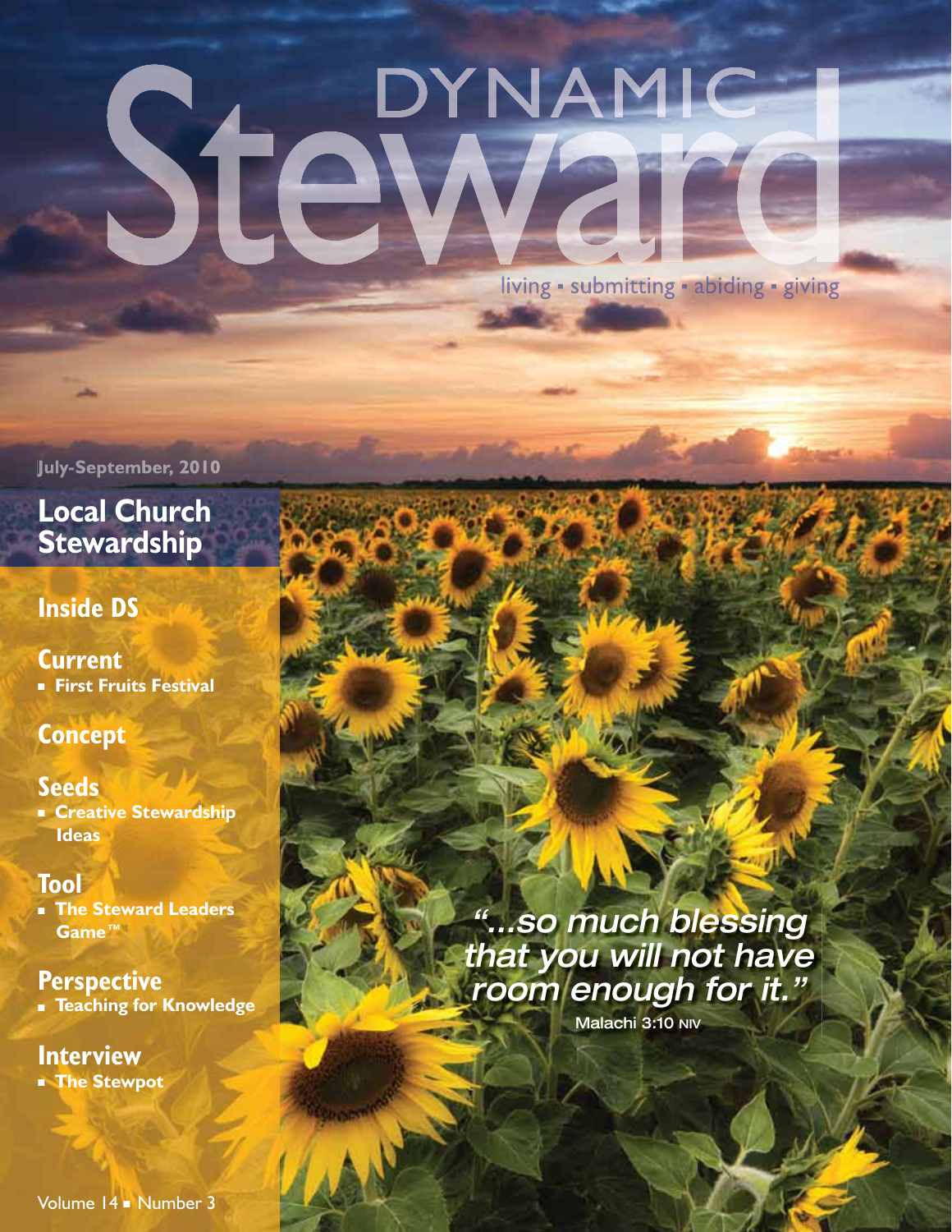# DYNAMIC Steward

living ▪ submitting ▪ abiding ▪ giving

July-September, 2010

## Local Church Stewardship

### Inside DS

**Current**
- First Fruits Festival

**Concept**

**Seeds**
- Creative Stewardship Ideas

**Tool**
- The Steward Leaders Game™

**Perspective**
- Teaching for Knowledge

**Interview**
- The Stewpot

*"...so much blessing that you will not have room enough for it."*

Malachi 3:10 NIV

Volume 14 ▪ Number 3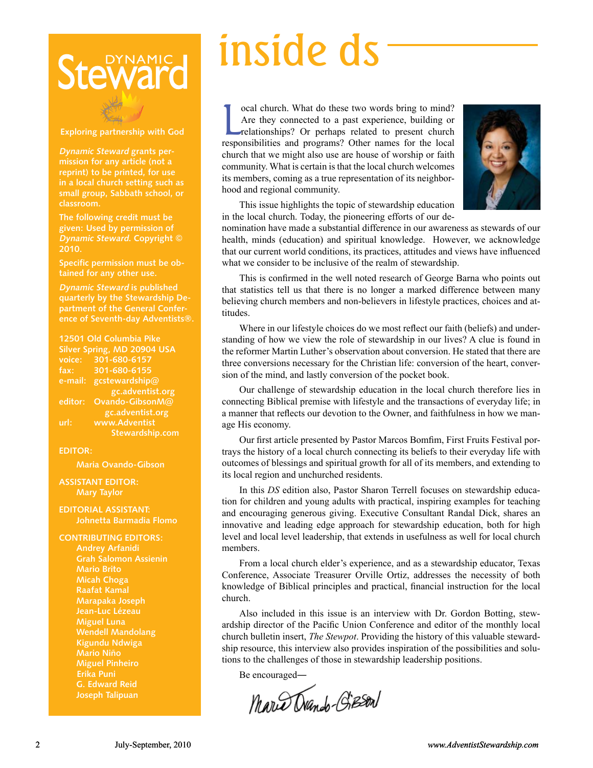# inside ds

Local church. What do these two words bring to mind? Are they connected to a past experience, building or relationships? Or perhaps related to present church responsibilities and programs? Other names for the local church that we might also use are house of worship or faith community. What is certain is that the local church welcomes its members, coming as a true representation of its neighborhood and regional community.

This issue highlights the topic of stewardship education in the local church. Today, the pioneering efforts of our denomination have made a substantial difference in our awareness as stewards of our health, minds (education) and spiritual knowledge. However, we acknowledge that our current world conditions, its practices, attitudes and views have influenced what we consider to be inclusive of the realm of stewardship.

This is confirmed in the well noted research of George Barna who points out that statistics tell us that there is no longer a marked difference between many believing church members and non-believers in lifestyle practices, choices and attitudes.

Where in our lifestyle choices do we most reflect our faith (beliefs) and understanding of how we view the role of stewardship in our lives? A clue is found in the reformer Martin Luther's observation about conversion. He stated that there are three conversions necessary for the Christian life: conversion of the heart, conversion of the mind, and lastly conversion of the pocket book.

Our challenge of stewardship education in the local church therefore lies in connecting Biblical premise with lifestyle and the transactions of everyday life; in a manner that reflects our devotion to the Owner, and faithfulness in how we manage His economy.

Our first article presented by Pastor Marcos Bomfim, First Fruits Festival portrays the history of a local church connecting its beliefs to their everyday life with outcomes of blessings and spiritual growth for all of its members, and extending to its local region and unchurched residents.

In this *DS* edition also, Pastor Sharon Terrell focuses on stewardship education for children and young adults with practical, inspiring examples for teaching and encouraging generous giving. Executive Consultant Randal Dick, shares an innovative and leading edge approach for stewardship education, both for high level and local level leadership, that extends in usefulness as well for local church members.

From a local church elder's experience, and as a stewardship educator, Texas Conference, Associate Treasurer Orville Ortiz, addresses the necessity of both knowledge of Biblical principles and practical, financial instruction for the local church.

Also included in this issue is an interview with Dr. Gordon Botting, stewardship director of the Pacific Union Conference and editor of the monthly local church bulletin insert, *The Stewpot*. Providing the history of this valuable stewardship resource, this interview also provides inspiration of the possibilities and solutions to the challenges of those in stewardship leadership positions.

Be encouraged—

Maria Ovando-Gibson

---

**Dynamic Steward**

**Exploring partnership with God**

*Dynamic Steward* grants permission for any article (not a reprint) to be printed, for use in a local church setting such as small group, Sabbath school, or classroom.

The following credit must be given: Used by permission of *Dynamic Steward*. Copyright © 2010.

Specific permission must be obtained for any other use.

*Dynamic Steward* is published quarterly by the Stewardship Department of the General Conference of Seventh-day Adventists®.

12501 Old Columbia Pike
Silver Spring, MD 20904 USA
voice: 301-680-6157
fax: 301-680-6155
e-mail: gcstewardship@gc.adventist.org
editor: Ovando-GibsonM@gc.adventist.org
url: www.AdventistStewardship.com

**EDITOR:**
Maria Ovando-Gibson

**ASSISTANT EDITOR:**
Mary Taylor

**EDITORIAL ASSISTANT:**
Johnetta Barmadia Flomo

**CONTRIBUTING EDITORS:**
Andrey Arfanidi
Grah Salomon Assienin
Mario Brito
Micah Choga
Raafat Kamal
Marapaka Joseph
Jean-Luc Lézeau
Miguel Luna
Wendell Mandolang
Kigundu Ndwiga
Mario Niño
Miguel Pinheiro
Erika Puni
G. Edward Reid
Joseph Talipuan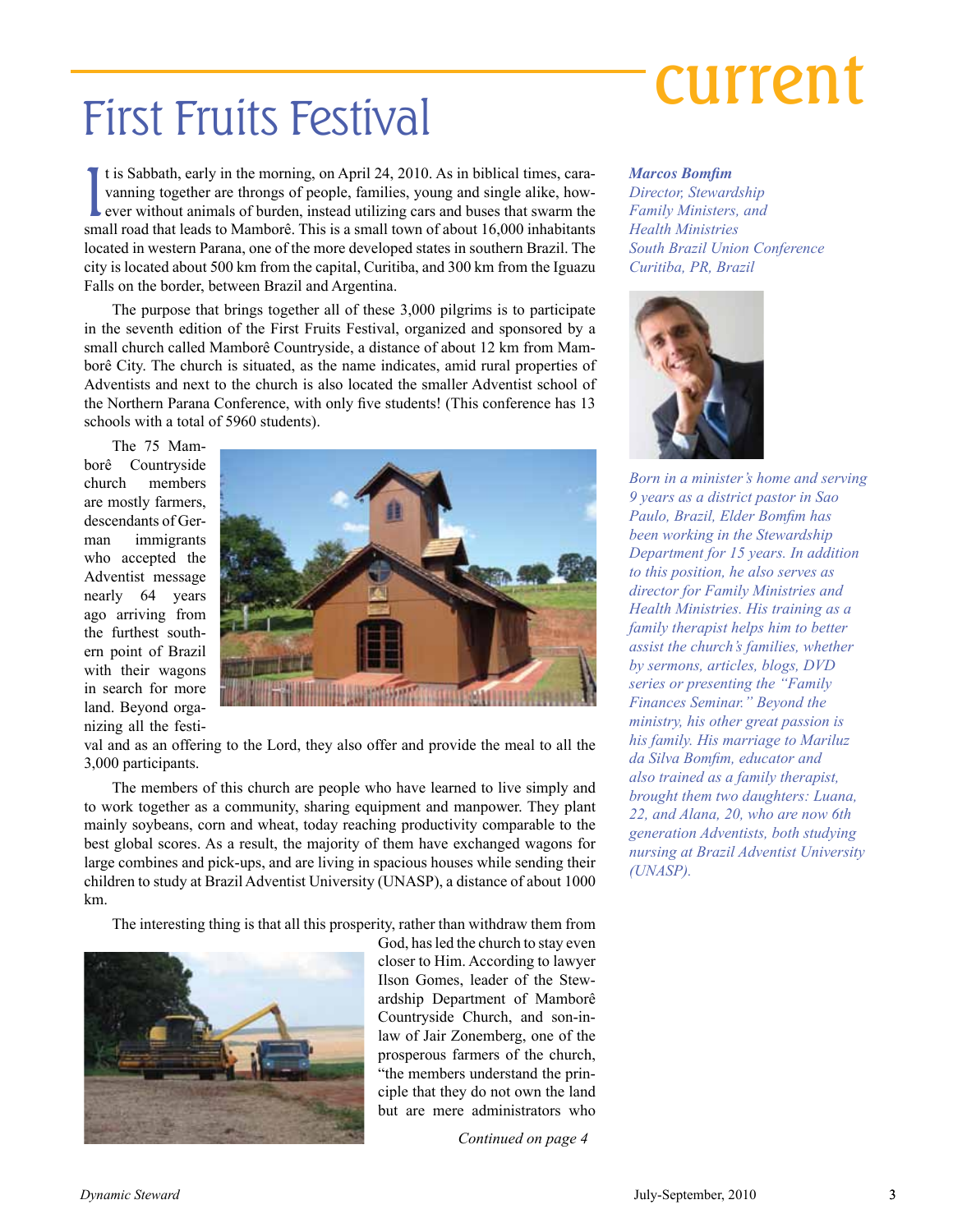# First Fruits Festival

It is Sabbath, early in the morning, on April 24, 2010. As in biblical times, caravanning together are throngs of people, families, young and single alike, however without animals of burden, instead utilizing cars and buses that swarm the small road that leads to Mamborê. This is a small town of about 16,000 inhabitants located in western Parana, one of the more developed states in southern Brazil. The city is located about 500 km from the capital, Curitiba, and 300 km from the Iguazu Falls on the border, between Brazil and Argentina.

The purpose that brings together all of these 3,000 pilgrims is to participate in the seventh edition of the First Fruits Festival, organized and sponsored by a small church called Mamborê Countryside, a distance of about 12 km from Mamborê City. The church is situated, as the name indicates, amid rural properties of Adventists and next to the church is also located the smaller Adventist school of the Northern Parana Conference, with only five students! (This conference has 13 schools with a total of 5960 students).

The 75 Mamborê Countryside church members are mostly farmers, descendants of German immigrants who accepted the Adventist message nearly 64 years ago arriving from the furthest southern point of Brazil with their wagons in search for more land. Beyond organizing all the festival and as an offering to the Lord, they also offer and provide the meal to all the 3,000 participants.

The members of this church are people who have learned to live simply and to work together as a community, sharing equipment and manpower. They plant mainly soybeans, corn and wheat, today reaching productivity comparable to the best global scores. As a result, the majority of them have exchanged wagons for large combines and pick-ups, and are living in spacious houses while sending their children to study at Brazil Adventist University (UNASP), a distance of about 1000 km.

The interesting thing is that all this prosperity, rather than withdraw them from God, has led the church to stay even closer to Him. According to lawyer Ilson Gomes, leader of the Stewardship Department of Mamborê Countryside Church, and son-in-law of Jair Zonemberg, one of the prosperous farmers of the church, "the members understand the principle that they do not own the land but are mere administrators who

*Continued on page 4*

***Marcos Bomfim***
*Director, Stewardship*
*Family Ministers, and*
*Health Ministries*
*South Brazil Union Conference*
*Curitiba, PR, Brazil*

*Born in a minister's home and serving 9 years as a district pastor in Sao Paulo, Brazil, Elder Bomfim has been working in the Stewardship Department for 15 years. In addition to this position, he also serves as director for Family Ministries and Health Ministries. His training as a family therapist helps him to better assist the church's families, whether by sermons, articles, blogs, DVD series or presenting the "Family Finances Seminar." Beyond the ministry, his other great passion is his family. His marriage to Mariluz da Silva Bomfim, educator and also trained as a family therapist, brought them two daughters: Luana, 22, and Alana, 20, who are now 6th generation Adventists, both studying nursing at Brazil Adventist University (UNASP).*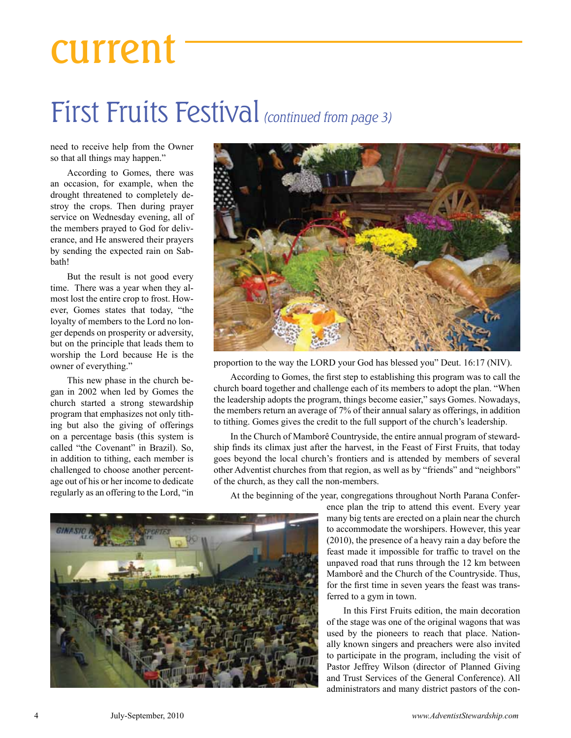# current

## First Fruits Festival *(continued from page 3)*

need to receive help from the Owner so that all things may happen."

According to Gomes, there was an occasion, for example, when the drought threatened to completely destroy the crops. Then during prayer service on Wednesday evening, all of the members prayed to God for deliverance, and He answered their prayers by sending the expected rain on Sabbath!

But the result is not good every time. There was a year when they almost lost the entire crop to frost. However, Gomes states that today, "the loyalty of members to the Lord no longer depends on prosperity or adversity, but on the principle that leads them to worship the Lord because He is the owner of everything."

This new phase in the church began in 2002 when led by Gomes the church started a strong stewardship program that emphasizes not only tithing but also the giving of offerings on a percentage basis (this system is called "the Covenant" in Brazil). So, in addition to tithing, each member is challenged to choose another percentage out of his or her income to dedicate regularly as an offering to the Lord, "in proportion to the way the LORD your God has blessed you" Deut. 16:17 (NIV).

According to Gomes, the first step to establishing this program was to call the church board together and challenge each of its members to adopt the plan. "When the leadership adopts the program, things become easier," says Gomes. Nowadays, the members return an average of 7% of their annual salary as offerings, in addition to tithing. Gomes gives the credit to the full support of the church's leadership.

In the Church of Mamborê Countryside, the entire annual program of stewardship finds its climax just after the harvest, in the Feast of First Fruits, that today goes beyond the local church's frontiers and is attended by members of several other Adventist churches from that region, as well as by "friends" and "neighbors" of the church, as they call the non-members.

At the beginning of the year, congregations throughout North Parana Conference plan the trip to attend this event. Every year many big tents are erected on a plain near the church to accommodate the worshipers. However, this year (2010), the presence of a heavy rain a day before the feast made it impossible for traffic to travel on the unpaved road that runs through the 12 km between Mamborê and the Church of the Countryside. Thus, for the first time in seven years the feast was transferred to a gym in town.

In this First Fruits edition, the main decoration of the stage was one of the original wagons that was used by the pioneers to reach that place. Nationally known singers and preachers were also invited to participate in the program, including the visit of Pastor Jeffrey Wilson (director of Planned Giving and Trust Services of the General Conference). All administrators and many district pastors of the con-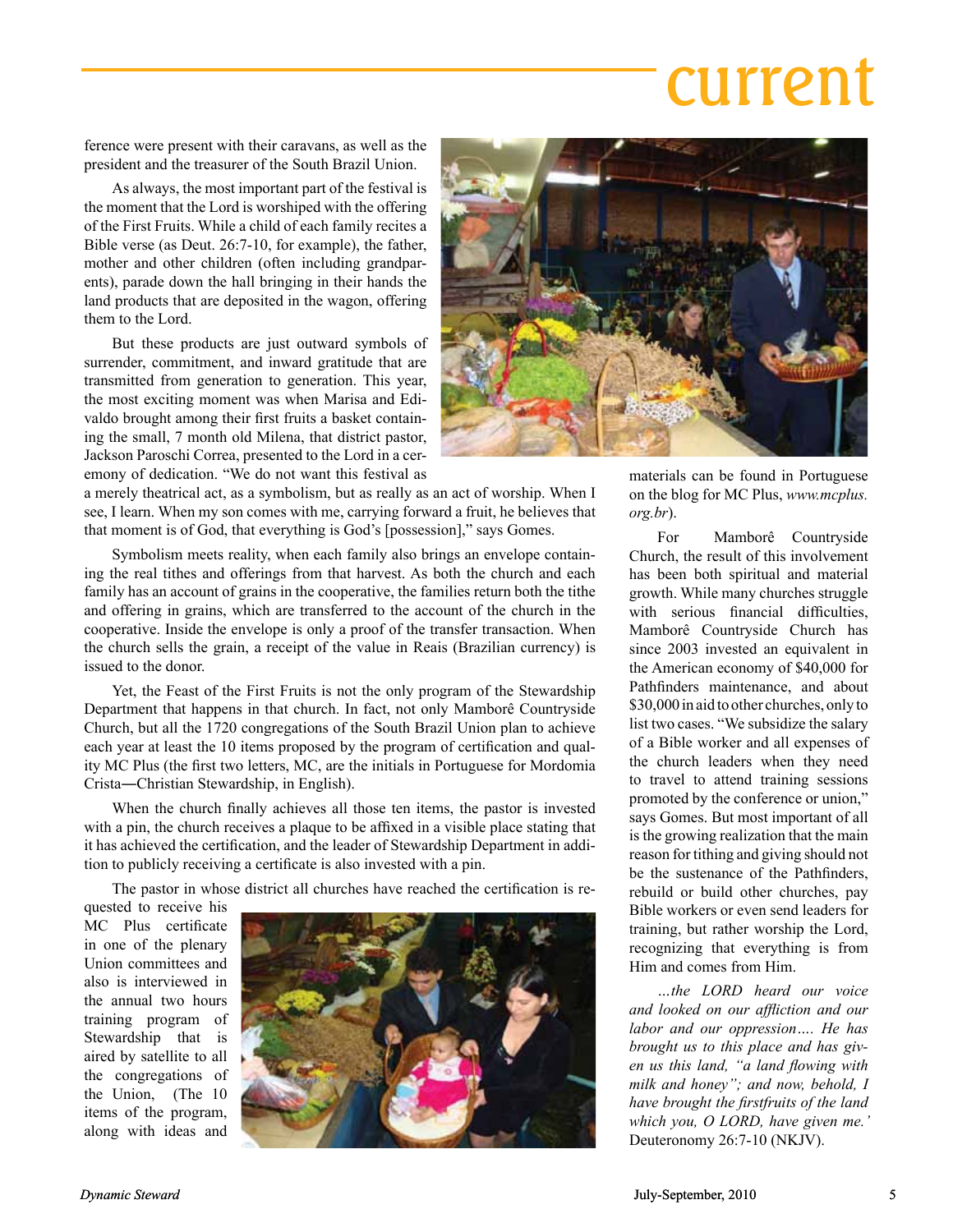ference were present with their caravans, as well as the president and the treasurer of the South Brazil Union.

As always, the most important part of the festival is the moment that the Lord is worshiped with the offering of the First Fruits. While a child of each family recites a Bible verse (as Deut. 26:7-10, for example), the father, mother and other children (often including grandparents), parade down the hall bringing in their hands the land products that are deposited in the wagon, offering them to the Lord.

But these products are just outward symbols of surrender, commitment, and inward gratitude that are transmitted from generation to generation. This year, the most exciting moment was when Marisa and Edivaldo brought among their first fruits a basket containing the small, 7 month old Milena, that district pastor, Jackson Paroschi Correa, presented to the Lord in a ceremony of dedication. "We do not want this festival as a merely theatrical act, as a symbolism, but as really as an act of worship. When I see, I learn. When my son comes with me, carrying forward a fruit, he believes that that moment is of God, that everything is God's [possession]," says Gomes.

Symbolism meets reality, when each family also brings an envelope containing the real tithes and offerings from that harvest. As both the church and each family has an account of grains in the cooperative, the families return both the tithe and offering in grains, which are transferred to the account of the church in the cooperative. Inside the envelope is only a proof of the transfer transaction. When the church sells the grain, a receipt of the value in Reais (Brazilian currency) is issued to the donor.

Yet, the Feast of the First Fruits is not the only program of the Stewardship Department that happens in that church. In fact, not only Mamborê Countryside Church, but all the 1720 congregations of the South Brazil Union plan to achieve each year at least the 10 items proposed by the program of certification and quality MC Plus (the first two letters, MC, are the initials in Portuguese for Mordomia Crista—Christian Stewardship, in English).

When the church finally achieves all those ten items, the pastor is invested with a pin, the church receives a plaque to be affixed in a visible place stating that it has achieved the certification, and the leader of Stewardship Department in addition to publicly receiving a certificate is also invested with a pin.

The pastor in whose district all churches have reached the certification is requested to receive his MC Plus certificate in one of the plenary Union committees and also is interviewed in the annual two hours training program of Stewardship that is aired by satellite to all the congregations of the Union, (The 10 items of the program, along with ideas and materials can be found in Portuguese on the blog for MC Plus, *www.mcplus.org.br*).

For Mamborê Countryside Church, the result of this involvement has been both spiritual and material growth. While many churches struggle with serious financial difficulties, Mamborê Countryside Church has since 2003 invested an equivalent in the American economy of $40,000 for Pathfinders maintenance, and about $30,000 in aid to other churches, only to list two cases. "We subsidize the salary of a Bible worker and all expenses of the church leaders when they need to travel to attend training sessions promoted by the conference or union," says Gomes. But most important of all is the growing realization that the main reason for tithing and giving should not be the sustenance of the Pathfinders, rebuild or build other churches, pay Bible workers or even send leaders for training, but rather worship the Lord, recognizing that everything is from Him and comes from Him.

*...the LORD heard our voice and looked on our affliction and our labor and our oppression.... He has brought us to this place and has given us this land, "a land flowing with milk and honey"; and now, behold, I have brought the firstfruits of the land which you, O LORD, have given me.'* Deuteronomy 26:7-10 (NKJV).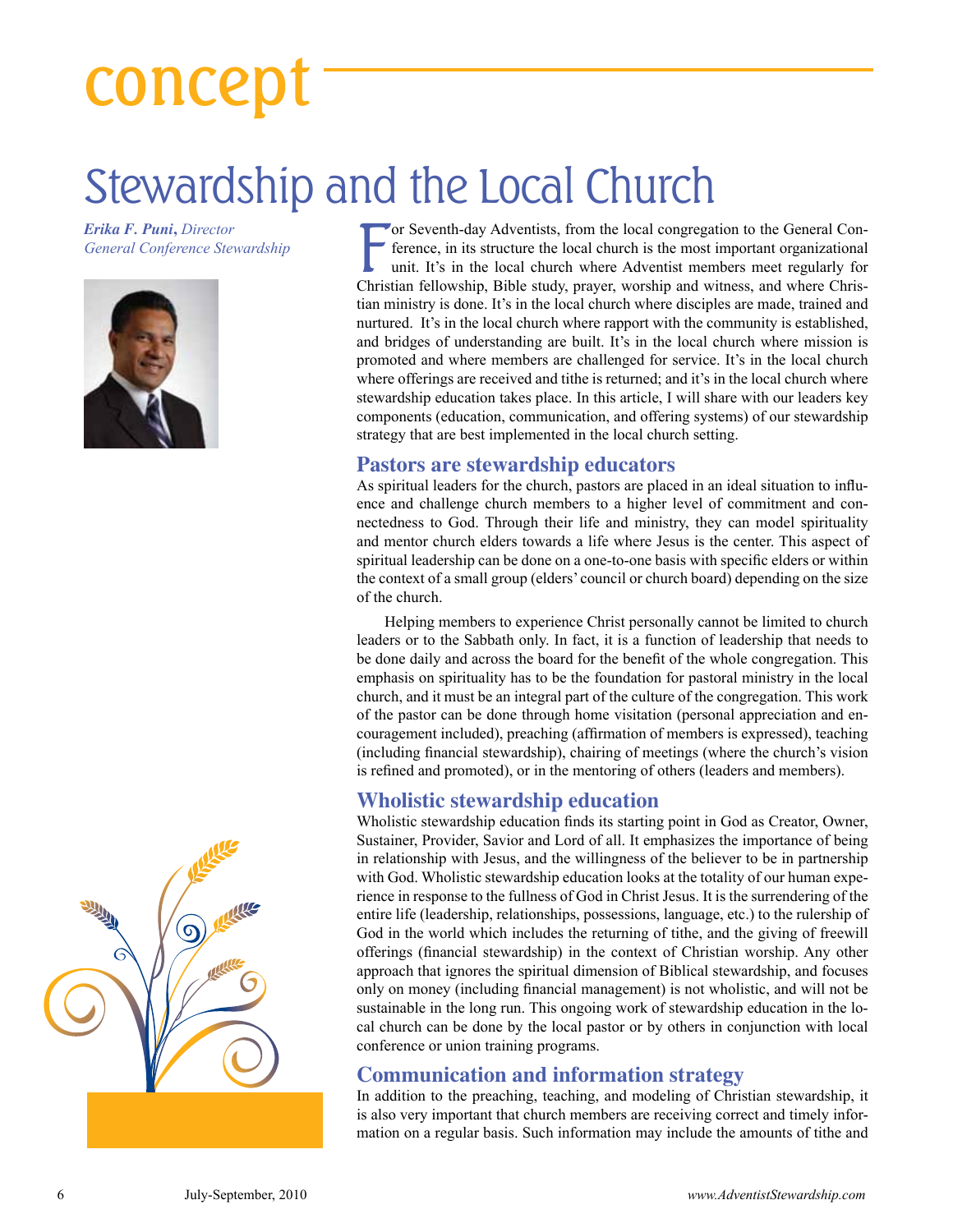# concept

## Stewardship and the Local Church

***Erika F. Puni**, Director*
*General Conference Stewardship*

For Seventh-day Adventists, from the local congregation to the General Conference, in its structure the local church is the most important organizational unit. It's in the local church where Adventist members meet regularly for Christian fellowship, Bible study, prayer, worship and witness, and where Christian ministry is done. It's in the local church where disciples are made, trained and nurtured. It's in the local church where rapport with the community is established, and bridges of understanding are built. It's in the local church where mission is promoted and where members are challenged for service. It's in the local church where offerings are received and tithe is returned; and it's in the local church where stewardship education takes place. In this article, I will share with our leaders key components (education, communication, and offering systems) of our stewardship strategy that are best implemented in the local church setting.

### Pastors are stewardship educators

As spiritual leaders for the church, pastors are placed in an ideal situation to influence and challenge church members to a higher level of commitment and connectedness to God. Through their life and ministry, they can model spirituality and mentor church elders towards a life where Jesus is the center. This aspect of spiritual leadership can be done on a one-to-one basis with specific elders or within the context of a small group (elders' council or church board) depending on the size of the church.

Helping members to experience Christ personally cannot be limited to church leaders or to the Sabbath only. In fact, it is a function of leadership that needs to be done daily and across the board for the benefit of the whole congregation. This emphasis on spirituality has to be the foundation for pastoral ministry in the local church, and it must be an integral part of the culture of the congregation. This work of the pastor can be done through home visitation (personal appreciation and encouragement included), preaching (affirmation of members is expressed), teaching (including financial stewardship), chairing of meetings (where the church's vision is refined and promoted), or in the mentoring of others (leaders and members).

### Wholistic stewardship education

Wholistic stewardship education finds its starting point in God as Creator, Owner, Sustainer, Provider, Savior and Lord of all. It emphasizes the importance of being in relationship with Jesus, and the willingness of the believer to be in partnership with God. Wholistic stewardship education looks at the totality of our human experience in response to the fullness of God in Christ Jesus. It is the surrendering of the entire life (leadership, relationships, possessions, language, etc.) to the rulership of God in the world which includes the returning of tithe, and the giving of freewill offerings (financial stewardship) in the context of Christian worship. Any other approach that ignores the spiritual dimension of Biblical stewardship, and focuses only on money (including financial management) is not wholistic, and will not be sustainable in the long run. This ongoing work of stewardship education in the local church can be done by the local pastor or by others in conjunction with local conference or union training programs.

### Communication and information strategy

In addition to the preaching, teaching, and modeling of Christian stewardship, it is also very important that church members are receiving correct and timely information on a regular basis. Such information may include the amounts of tithe and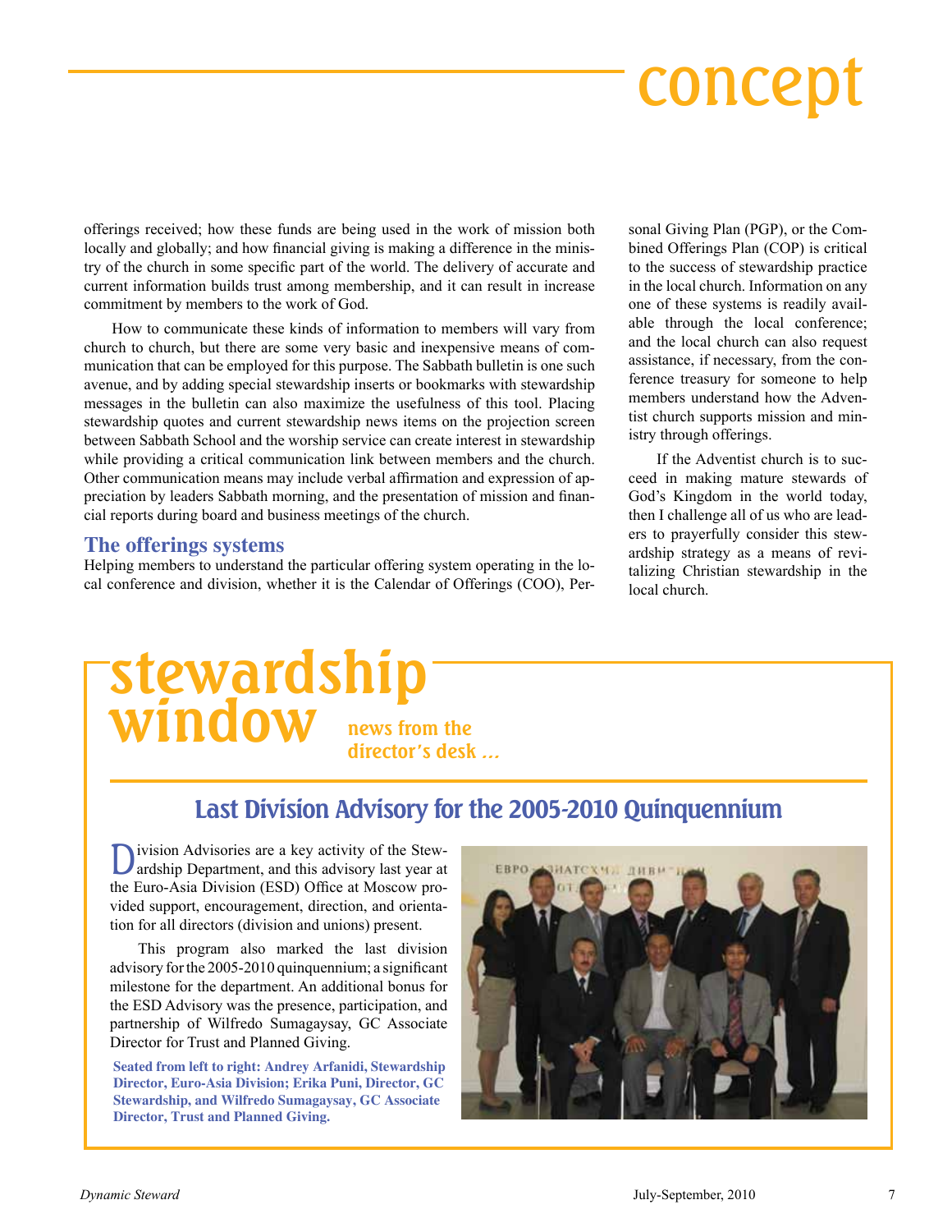# concept

offerings received; how these funds are being used in the work of mission both locally and globally; and how financial giving is making a difference in the ministry of the church in some specific part of the world. The delivery of accurate and current information builds trust among membership, and it can result in increase commitment by members to the work of God.

How to communicate these kinds of information to members will vary from church to church, but there are some very basic and inexpensive means of communication that can be employed for this purpose. The Sabbath bulletin is one such avenue, and by adding special stewardship inserts or bookmarks with stewardship messages in the bulletin can also maximize the usefulness of this tool. Placing stewardship quotes and current stewardship news items on the projection screen between Sabbath School and the worship service can create interest in stewardship while providing a critical communication link between members and the church. Other communication means may include verbal affirmation and expression of appreciation by leaders Sabbath morning, and the presentation of mission and financial reports during board and business meetings of the church.

### The offerings systems

Helping members to understand the particular offering system operating in the local conference and division, whether it is the Calendar of Offerings (COO), Personal Giving Plan (PGP), or the Combined Offerings Plan (COP) is critical to the success of stewardship practice in the local church. Information on any one of these systems is readily available through the local conference; and the local church can also request assistance, if necessary, from the conference treasury for someone to help members understand how the Adventist church supports mission and ministry through offerings.

If the Adventist church is to succeed in making mature stewards of God's Kingdom in the world today, then I challenge all of us who are leaders to prayerfully consider this stewardship strategy as a means of revitalizing Christian stewardship in the local church.

# stewardship window

news from the director's desk ...

## Last Division Advisory for the 2005-2010 Quinquennium

Division Advisories are a key activity of the Stewardship Department, and this advisory last year at the Euro-Asia Division (ESD) Office at Moscow provided support, encouragement, direction, and orientation for all directors (division and unions) present.

This program also marked the last division advisory for the 2005-2010 quinquennium; a significant milestone for the department. An additional bonus for the ESD Advisory was the presence, participation, and partnership of Wilfredo Sumagaysay, GC Associate Director for Trust and Planned Giving.

**Seated from left to right: Andrey Arfanidi, Stewardship Director, Euro-Asia Division; Erika Puni, Director, GC Stewardship, and Wilfredo Sumagaysay, GC Associate Director, Trust and Planned Giving.**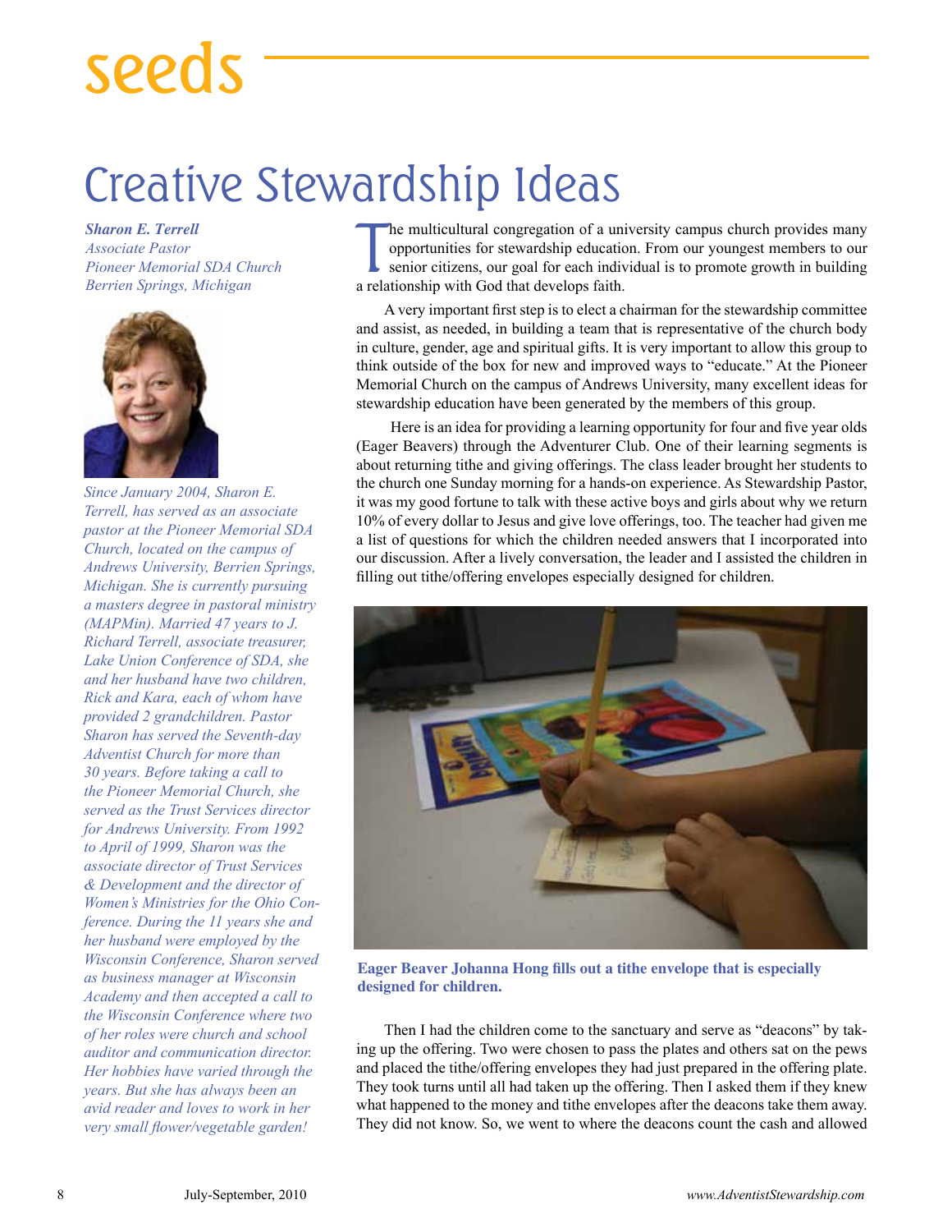# seeds

# Creative Stewardship Ideas

***Sharon E. Terrell***
*Associate Pastor*
*Pioneer Memorial SDA Church*
*Berrien Springs, Michigan*

*Since January 2004, Sharon E. Terrell, has served as an associate pastor at the Pioneer Memorial SDA Church, located on the campus of Andrews University, Berrien Springs, Michigan. She is currently pursuing a masters degree in pastoral ministry (MAPMin). Married 47 years to J. Richard Terrell, associate treasurer, Lake Union Conference of SDA, she and her husband have two children, Rick and Kara, each of whom have provided 2 grandchildren. Pastor Sharon has served the Seventh-day Adventist Church for more than 30 years. Before taking a call to the Pioneer Memorial Church, she served as the Trust Services director for Andrews University. From 1992 to April of 1999, Sharon was the associate director of Trust Services & Development and the director of Women's Ministries for the Ohio Conference. During the 11 years she and her husband were employed by the Wisconsin Conference, Sharon served as business manager at Wisconsin Academy and then accepted a call to the Wisconsin Conference where two of her roles were church and school auditor and communication director. Her hobbies have varied through the years. But she has always been an avid reader and loves to work in her very small flower/vegetable garden!*

The multicultural congregation of a university campus church provides many opportunities for stewardship education. From our youngest members to our senior citizens, our goal for each individual is to promote growth in building a relationship with God that develops faith.

A very important first step is to elect a chairman for the stewardship committee and assist, as needed, in building a team that is representative of the church body in culture, gender, age and spiritual gifts. It is very important to allow this group to think outside of the box for new and improved ways to "educate." At the Pioneer Memorial Church on the campus of Andrews University, many excellent ideas for stewardship education have been generated by the members of this group.

Here is an idea for providing a learning opportunity for four and five year olds (Eager Beavers) through the Adventurer Club. One of their learning segments is about returning tithe and giving offerings. The class leader brought her students to the church one Sunday morning for a hands-on experience. As Stewardship Pastor, it was my good fortune to talk with these active boys and girls about why we return 10% of every dollar to Jesus and give love offerings, too. The teacher had given me a list of questions for which the children needed answers that I incorporated into our discussion. After a lively conversation, the leader and I assisted the children in filling out tithe/offering envelopes especially designed for children.

**Eager Beaver Johanna Hong fills out a tithe envelope that is especially designed for children.**

Then I had the children come to the sanctuary and serve as "deacons" by taking up the offering. Two were chosen to pass the plates and others sat on the pews and placed the tithe/offering envelopes they had just prepared in the offering plate. They took turns until all had taken up the offering. Then I asked them if they knew what happened to the money and tithe envelopes after the deacons take them away. They did not know. So, we went to where the deacons count the cash and allowed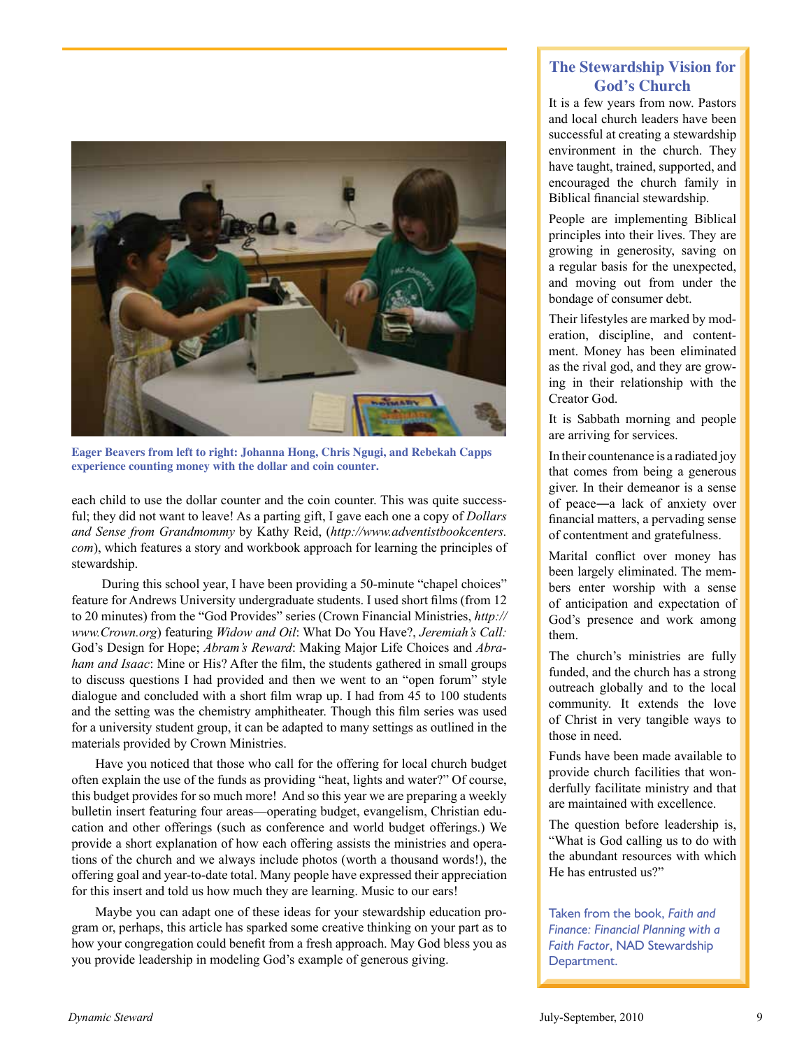**Eager Beavers from left to right: Johanna Hong, Chris Ngugi, and Rebekah Capps experience counting money with the dollar and coin counter.**

each child to use the dollar counter and the coin counter. This was quite successful; they did not want to leave! As a parting gift, I gave each one a copy of *Dollars and Sense from Grandmommy* by Kathy Reid, (*http://www.adventistbookcenters.com*), which features a story and workbook approach for learning the principles of stewardship.

During this school year, I have been providing a 50-minute "chapel choices" feature for Andrews University undergraduate students. I used short films (from 12 to 20 minutes) from the "God Provides" series (Crown Financial Ministries, *http://www.Crown.org*) featuring *Widow and Oil*: What Do You Have?, *Jeremiah's Call:* God's Design for Hope; *Abram's Reward*: Making Major Life Choices and *Abraham and Isaac*: Mine or His? After the film, the students gathered in small groups to discuss questions I had provided and then we went to an "open forum" style dialogue and concluded with a short film wrap up. I had from 45 to 100 students and the setting was the chemistry amphitheater. Though this film series was used for a university student group, it can be adapted to many settings as outlined in the materials provided by Crown Ministries.

Have you noticed that those who call for the offering for local church budget often explain the use of the funds as providing "heat, lights and water?" Of course, this budget provides for so much more! And so this year we are preparing a weekly bulletin insert featuring four areas—operating budget, evangelism, Christian education and other offerings (such as conference and world budget offerings.) We provide a short explanation of how each offering assists the ministries and operations of the church and we always include photos (worth a thousand words!), the offering goal and year-to-date total. Many people have expressed their appreciation for this insert and told us how much they are learning. Music to our ears!

Maybe you can adapt one of these ideas for your stewardship education program or, perhaps, this article has sparked some creative thinking on your part as to how your congregation could benefit from a fresh approach. May God bless you as you provide leadership in modeling God's example of generous giving.

## The Stewardship Vision for God's Church

It is a few years from now. Pastors and local church leaders have been successful at creating a stewardship environment in the church. They have taught, trained, supported, and encouraged the church family in Biblical financial stewardship.

People are implementing Biblical principles into their lives. They are growing in generosity, saving on a regular basis for the unexpected, and moving out from under the bondage of consumer debt.

Their lifestyles are marked by moderation, discipline, and contentment. Money has been eliminated as the rival god, and they are growing in their relationship with the Creator God.

It is Sabbath morning and people are arriving for services.

In their countenance is a radiated joy that comes from being a generous giver. In their demeanor is a sense of peace—a lack of anxiety over financial matters, a pervading sense of contentment and gratefulness.

Marital conflict over money has been largely eliminated. The members enter worship with a sense of anticipation and expectation of God's presence and work among them.

The church's ministries are fully funded, and the church has a strong outreach globally and to the local community. It extends the love of Christ in very tangible ways to those in need.

Funds have been made available to provide church facilities that wonderfully facilitate ministry and that are maintained with excellence.

The question before leadership is, "What is God calling us to do with the abundant resources with which He has entrusted us?"

Taken from the book, *Faith and Finance: Financial Planning with a Faith Factor*, NAD Stewardship Department.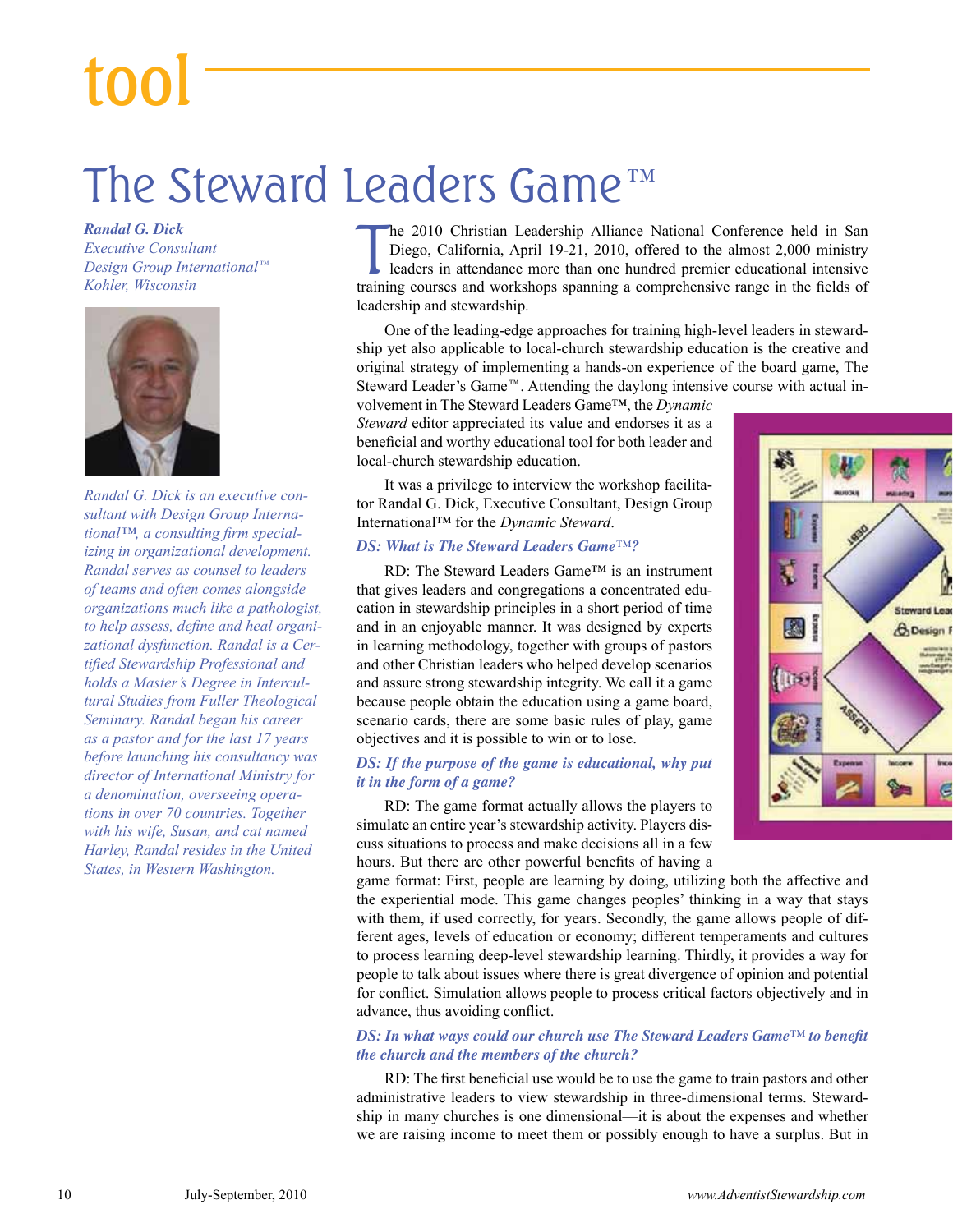# tool

# The Steward Leaders Game™

***Randal G. Dick***
*Executive Consultant*
*Design Group International™*
*Kohler, Wisconsin*

*Randal G. Dick is an executive consultant with Design Group International™, a consulting firm specializing in organizational development. Randal serves as counsel to leaders of teams and often comes alongside organizations much like a pathologist, to help assess, define and heal organizational dysfunction. Randal is a Certified Stewardship Professional and holds a Master's Degree in Intercultural Studies from Fuller Theological Seminary. Randal began his career as a pastor and for the last 17 years before launching his consultancy was director of International Ministry for a denomination, overseeing operations in over 70 countries. Together with his wife, Susan, and cat named Harley, Randal resides in the United States, in Western Washington.*

The 2010 Christian Leadership Alliance National Conference held in San Diego, California, April 19-21, 2010, offered to the almost 2,000 ministry leaders in attendance more than one hundred premier educational intensive training courses and workshops spanning a comprehensive range in the fields of leadership and stewardship.

One of the leading-edge approaches for training high-level leaders in stewardship yet also applicable to local-church stewardship education is the creative and original strategy of implementing a hands-on experience of the board game, The Steward Leader's Game™. Attending the daylong intensive course with actual involvement in The Steward Leaders Game™, the *Dynamic Steward* editor appreciated its value and endorses it as a beneficial and worthy educational tool for both leader and local-church stewardship education.

It was a privilege to interview the workshop facilitator Randal G. Dick, Executive Consultant, Design Group International™ for the *Dynamic Steward*.

***DS: What is The Steward Leaders Game™?***

RD: The Steward Leaders Game™ is an instrument that gives leaders and congregations a concentrated education in stewardship principles in a short period of time and in an enjoyable manner. It was designed by experts in learning methodology, together with groups of pastors and other Christian leaders who helped develop scenarios and assure strong stewardship integrity. We call it a game because people obtain the education using a game board, scenario cards, there are some basic rules of play, game objectives and it is possible to win or to lose.

***DS: If the purpose of the game is educational, why put it in the form of a game?***

RD: The game format actually allows the players to simulate an entire year's stewardship activity. Players discuss situations to process and make decisions all in a few hours. But there are other powerful benefits of having a game format: First, people are learning by doing, utilizing both the affective and the experiential mode. This game changes peoples' thinking in a way that stays with them, if used correctly, for years. Secondly, the game allows people of different ages, levels of education or economy; different temperaments and cultures to process learning deep-level stewardship learning. Thirdly, it provides a way for people to talk about issues where there is great divergence of opinion and potential for conflict. Simulation allows people to process critical factors objectively and in advance, thus avoiding conflict.

***DS: In what ways could our church use The Steward Leaders Game™ to benefit the church and the members of the church?***

RD: The first beneficial use would be to use the game to train pastors and other administrative leaders to view stewardship in three-dimensional terms. Stewardship in many churches is one dimensional—it is about the expenses and whether we are raising income to meet them or possibly enough to have a surplus. But in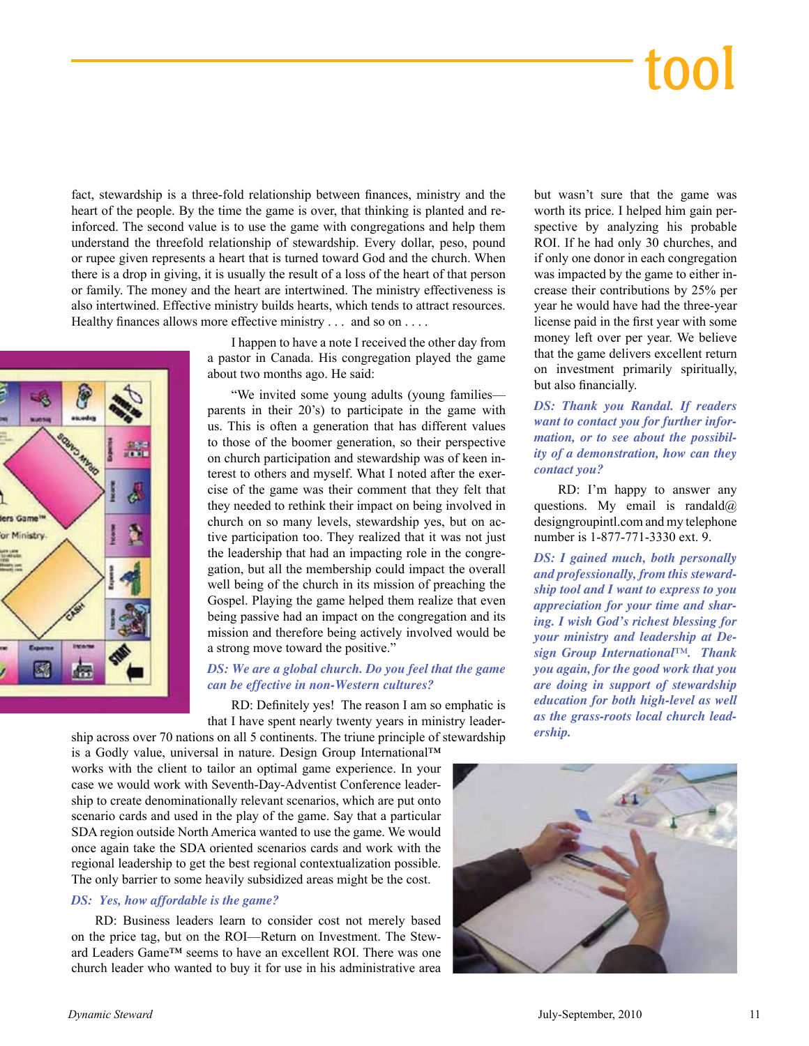# tool

fact, stewardship is a three-fold relationship between finances, ministry and the heart of the people. By the time the game is over, that thinking is planted and reinforced. The second value is to use the game with congregations and help them understand the threefold relationship of stewardship. Every dollar, peso, pound or rupee given represents a heart that is turned toward God and the church. When there is a drop in giving, it is usually the result of a loss of the heart of that person or family. The money and the heart are intertwined. The ministry effectiveness is also intertwined. Effective ministry builds hearts, which tends to attract resources. Healthy finances allows more effective ministry . . . and so on . . . .

I happen to have a note I received the other day from a pastor in Canada. His congregation played the game about two months ago. He said:

"We invited some young adults (young families—parents in their 20's) to participate in the game with us. This is often a generation that has different values to those of the boomer generation, so their perspective on church participation and stewardship was of keen interest to others and myself. What I noted after the exercise of the game was their comment that they felt that they needed to rethink their impact on being involved in church on so many levels, stewardship yes, but on active participation too. They realized that it was not just the leadership that had an impacting role in the congregation, but all the membership could impact the overall well being of the church in its mission of preaching the Gospel. Playing the game helped them realize that even being passive had an impact on the congregation and its mission and therefore being actively involved would be a strong move toward the positive."

***DS: We are a global church. Do you feel that the game can be effective in non-Western cultures?***

RD: Definitely yes! The reason I am so emphatic is that I have spent nearly twenty years in ministry leadership across over 70 nations on all 5 continents. The triune principle of stewardship is a Godly value, universal in nature. Design Group International™ works with the client to tailor an optimal game experience. In your case we would work with Seventh-Day-Adventist Conference leadership to create denominationally relevant scenarios, which are put onto scenario cards and used in the play of the game. Say that a particular SDA region outside North America wanted to use the game. We would once again take the SDA oriented scenarios cards and work with the regional leadership to get the best regional contextualization possible. The only barrier to some heavily subsidized areas might be the cost.

***DS: Yes, how affordable is the game?***

RD: Business leaders learn to consider cost not merely based on the price tag, but on the ROI—Return on Investment. The Steward Leaders Game™ seems to have an excellent ROI. There was one church leader who wanted to buy it for use in his administrative area but wasn't sure that the game was worth its price. I helped him gain perspective by analyzing his probable ROI. If he had only 30 churches, and if only one donor in each congregation was impacted by the game to either increase their contributions by 25% per year he would have had the three-year license paid in the first year with some money left over per year. We believe that the game delivers excellent return on investment primarily spiritually, but also financially.

***DS: Thank you Randal. If readers want to contact you for further information, or to see about the possibility of a demonstration, how can they contact you?***

RD: I'm happy to answer any questions. My email is randald@designgroupintl.com and my telephone number is 1-877-771-3330 ext. 9.

***DS: I gained much, both personally and professionally, from this stewardship tool and I want to express to you appreciation for your time and sharing. I wish God's richest blessing for your ministry and leadership at Design Group International™. Thank you again, for the good work that you are doing in support of stewardship education for both high-level as well as the grass-roots local church leadership.***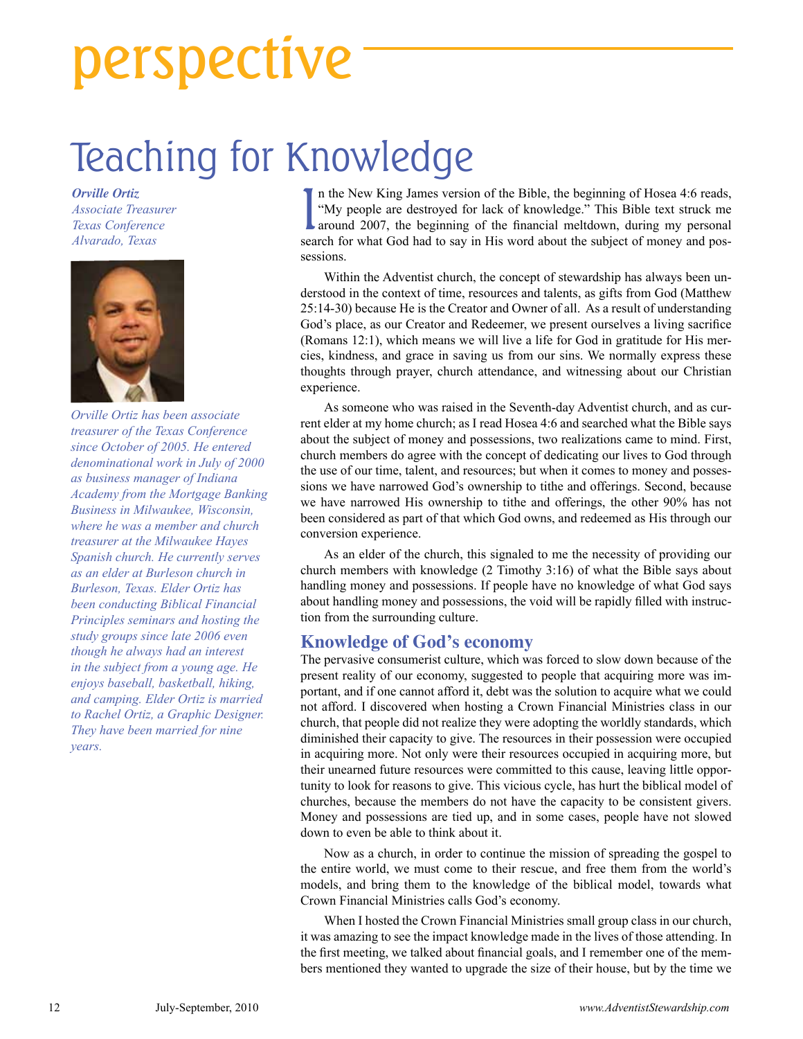# perspective

# Teaching for Knowledge

***Orville Ortiz***
*Associate Treasurer*
*Texas Conference*
*Alvarado, Texas*

*Orville Ortiz has been associate treasurer of the Texas Conference since October of 2005. He entered denominational work in July of 2000 as business manager of Indiana Academy from the Mortgage Banking Business in Milwaukee, Wisconsin, where he was a member and church treasurer at the Milwaukee Hayes Spanish church. He currently serves as an elder at Burleson church in Burleson, Texas. Elder Ortiz has been conducting Biblical Financial Principles seminars and hosting the study groups since late 2006 even though he always had an interest in the subject from a young age. He enjoys baseball, basketball, hiking, and camping. Elder Ortiz is married to Rachel Ortiz, a Graphic Designer. They have been married for nine years.*

In the New King James version of the Bible, the beginning of Hosea 4:6 reads, "My people are destroyed for lack of knowledge." This Bible text struck me around 2007, the beginning of the financial meltdown, during my personal search for what God had to say in His word about the subject of money and possessions.

Within the Adventist church, the concept of stewardship has always been understood in the context of time, resources and talents, as gifts from God (Matthew 25:14-30) because He is the Creator and Owner of all. As a result of understanding God's place, as our Creator and Redeemer, we present ourselves a living sacrifice (Romans 12:1), which means we will live a life for God in gratitude for His mercies, kindness, and grace in saving us from our sins. We normally express these thoughts through prayer, church attendance, and witnessing about our Christian experience.

As someone who was raised in the Seventh-day Adventist church, and as current elder at my home church; as I read Hosea 4:6 and searched what the Bible says about the subject of money and possessions, two realizations came to mind. First, church members do agree with the concept of dedicating our lives to God through the use of our time, talent, and resources; but when it comes to money and possessions we have narrowed God's ownership to tithe and offerings. Second, because we have narrowed His ownership to tithe and offerings, the other 90% has not been considered as part of that which God owns, and redeemed as His through our conversion experience.

As an elder of the church, this signaled to me the necessity of providing our church members with knowledge (2 Timothy 3:16) of what the Bible says about handling money and possessions. If people have no knowledge of what God says about handling money and possessions, the void will be rapidly filled with instruction from the surrounding culture.

## Knowledge of God's economy

The pervasive consumerist culture, which was forced to slow down because of the present reality of our economy, suggested to people that acquiring more was important, and if one cannot afford it, debt was the solution to acquire what we could not afford. I discovered when hosting a Crown Financial Ministries class in our church, that people did not realize they were adopting the worldly standards, which diminished their capacity to give. The resources in their possession were occupied in acquiring more. Not only were their resources occupied in acquiring more, but their unearned future resources were committed to this cause, leaving little opportunity to look for reasons to give. This vicious cycle, has hurt the biblical model of churches, because the members do not have the capacity to be consistent givers. Money and possessions are tied up, and in some cases, people have not slowed down to even be able to think about it.

Now as a church, in order to continue the mission of spreading the gospel to the entire world, we must come to their rescue, and free them from the world's models, and bring them to the knowledge of the biblical model, towards what Crown Financial Ministries calls God's economy.

When I hosted the Crown Financial Ministries small group class in our church, it was amazing to see the impact knowledge made in the lives of those attending. In the first meeting, we talked about financial goals, and I remember one of the members mentioned they wanted to upgrade the size of their house, but by the time we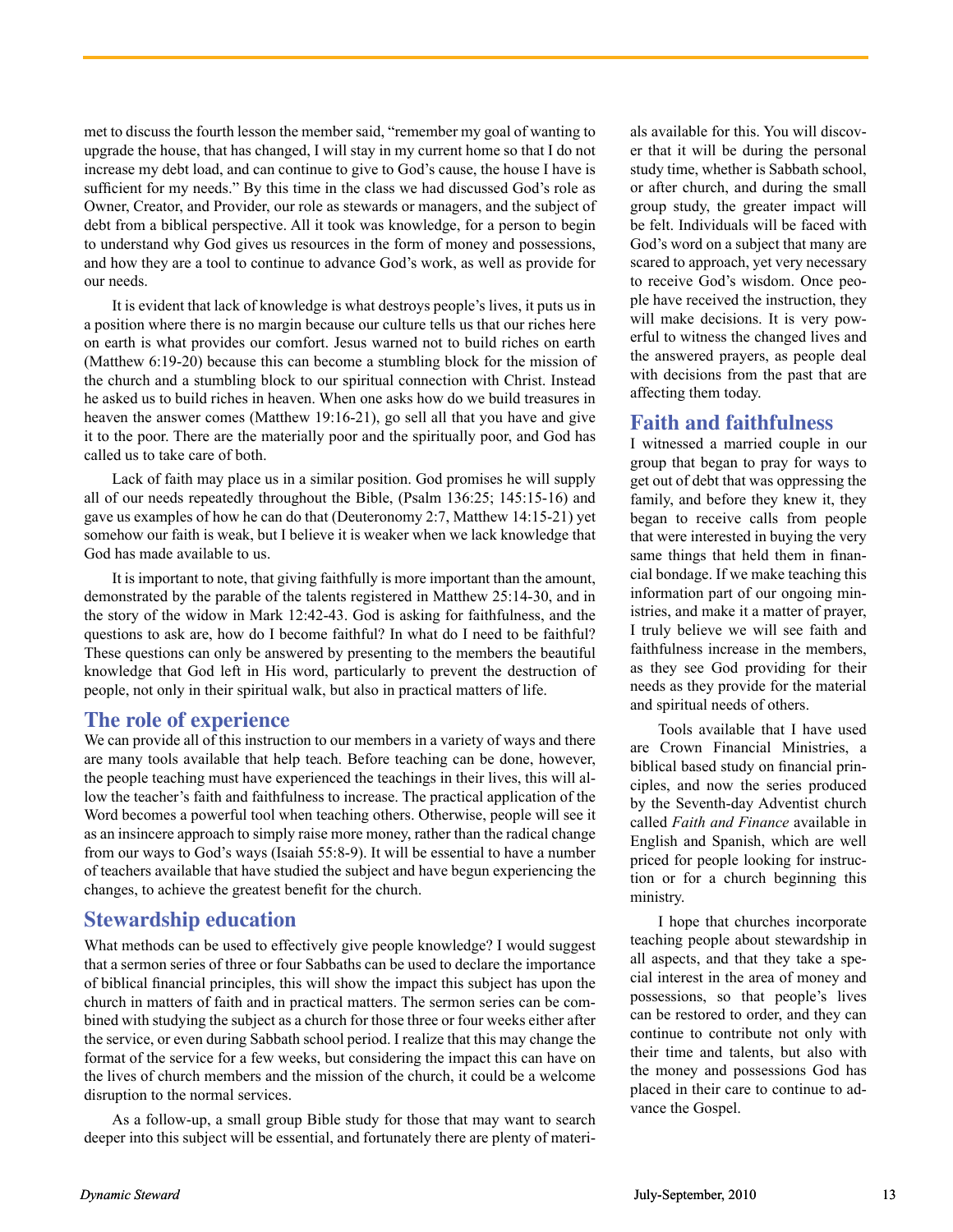met to discuss the fourth lesson the member said, "remember my goal of wanting to upgrade the house, that has changed, I will stay in my current home so that I do not increase my debt load, and can continue to give to God's cause, the house I have is sufficient for my needs." By this time in the class we had discussed God's role as Owner, Creator, and Provider, our role as stewards or managers, and the subject of debt from a biblical perspective. All it took was knowledge, for a person to begin to understand why God gives us resources in the form of money and possessions, and how they are a tool to continue to advance God's work, as well as provide for our needs.

It is evident that lack of knowledge is what destroys people's lives, it puts us in a position where there is no margin because our culture tells us that our riches here on earth is what provides our comfort. Jesus warned not to build riches on earth (Matthew 6:19-20) because this can become a stumbling block for the mission of the church and a stumbling block to our spiritual connection with Christ. Instead he asked us to build riches in heaven. When one asks how do we build treasures in heaven the answer comes (Matthew 19:16-21), go sell all that you have and give it to the poor. There are the materially poor and the spiritually poor, and God has called us to take care of both.

Lack of faith may place us in a similar position. God promises he will supply all of our needs repeatedly throughout the Bible, (Psalm 136:25; 145:15-16) and gave us examples of how he can do that (Deuteronomy 2:7, Matthew 14:15-21) yet somehow our faith is weak, but I believe it is weaker when we lack knowledge that God has made available to us.

It is important to note, that giving faithfully is more important than the amount, demonstrated by the parable of the talents registered in Matthew 25:14-30, and in the story of the widow in Mark 12:42-43. God is asking for faithfulness, and the questions to ask are, how do I become faithful? In what do I need to be faithful? These questions can only be answered by presenting to the members the beautiful knowledge that God left in His word, particularly to prevent the destruction of people, not only in their spiritual walk, but also in practical matters of life.

## The role of experience

We can provide all of this instruction to our members in a variety of ways and there are many tools available that help teach. Before teaching can be done, however, the people teaching must have experienced the teachings in their lives, this will allow the teacher's faith and faithfulness to increase. The practical application of the Word becomes a powerful tool when teaching others. Otherwise, people will see it as an insincere approach to simply raise more money, rather than the radical change from our ways to God's ways (Isaiah 55:8-9). It will be essential to have a number of teachers available that have studied the subject and have begun experiencing the changes, to achieve the greatest benefit for the church.

## Stewardship education

What methods can be used to effectively give people knowledge? I would suggest that a sermon series of three or four Sabbaths can be used to declare the importance of biblical financial principles, this will show the impact this subject has upon the church in matters of faith and in practical matters. The sermon series can be combined with studying the subject as a church for those three or four weeks either after the service, or even during Sabbath school period. I realize that this may change the format of the service for a few weeks, but considering the impact this can have on the lives of church members and the mission of the church, it could be a welcome disruption to the normal services.

As a follow-up, a small group Bible study for those that may want to search deeper into this subject will be essential, and fortunately there are plenty of materials available for this. You will discover that it will be during the personal study time, whether is Sabbath school, or after church, and during the small group study, the greater impact will be felt. Individuals will be faced with God's word on a subject that many are scared to approach, yet very necessary to receive God's wisdom. Once people have received the instruction, they will make decisions. It is very powerful to witness the changed lives and the answered prayers, as people deal with decisions from the past that are affecting them today.

## Faith and faithfulness

I witnessed a married couple in our group that began to pray for ways to get out of debt that was oppressing the family, and before they knew it, they began to receive calls from people that were interested in buying the very same things that held them in financial bondage. If we make teaching this information part of our ongoing ministries, and make it a matter of prayer, I truly believe we will see faith and faithfulness increase in the members, as they see God providing for their needs as they provide for the material and spiritual needs of others.

Tools available that I have used are Crown Financial Ministries, a biblical based study on financial principles, and now the series produced by the Seventh-day Adventist church called *Faith and Finance* available in English and Spanish, which are well priced for people looking for instruction or for a church beginning this ministry.

I hope that churches incorporate teaching people about stewardship in all aspects, and that they take a special interest in the area of money and possessions, so that people's lives can be restored to order, and they can continue to contribute not only with their time and talents, but also with the money and possessions God has placed in their care to continue to advance the Gospel.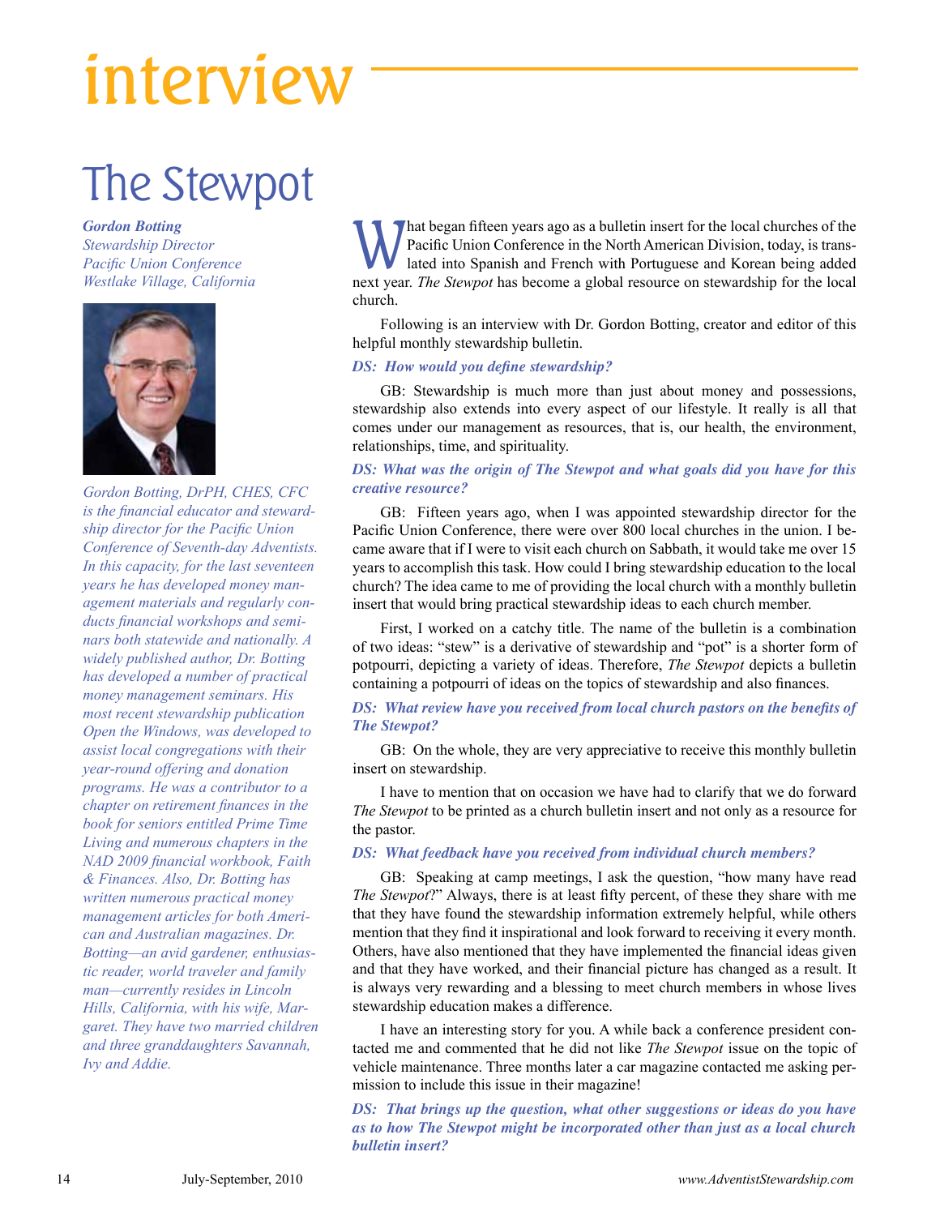# interview

## The Stewpot

***Gordon Botting***
*Stewardship Director*
*Pacific Union Conference*
*Westlake Village, California*

*Gordon Botting, DrPH, CHES, CFC is the financial educator and stewardship director for the Pacific Union Conference of Seventh-day Adventists. In this capacity, for the last seventeen years he has developed money management materials and regularly conducts financial workshops and seminars both statewide and nationally. A widely published author, Dr. Botting has developed a number of practical money management seminars. His most recent stewardship publication Open the Windows, was developed to assist local congregations with their year-round offering and donation programs. He was a contributor to a chapter on retirement finances in the book for seniors entitled Prime Time Living and numerous chapters in the NAD 2009 financial workbook, Faith & Finances. Also, Dr. Botting has written numerous practical money management articles for both American and Australian magazines. Dr. Botting—an avid gardener, enthusiastic reader, world traveler and family man—currently resides in Lincoln Hills, California, with his wife, Margaret. They have two married children and three granddaughters Savannah, Ivy and Addie.*

What began fifteen years ago as a bulletin insert for the local churches of the Pacific Union Conference in the North American Division, today, is translated into Spanish and French with Portuguese and Korean being added next year. *The Stewpot* has become a global resource on stewardship for the local church.

Following is an interview with Dr. Gordon Botting, creator and editor of this helpful monthly stewardship bulletin.

***DS: How would you define stewardship?***

GB: Stewardship is much more than just about money and possessions, stewardship also extends into every aspect of our lifestyle. It really is all that comes under our management as resources, that is, our health, the environment, relationships, time, and spirituality.

***DS: What was the origin of The Stewpot and what goals did you have for this creative resource?***

GB: Fifteen years ago, when I was appointed stewardship director for the Pacific Union Conference, there were over 800 local churches in the union. I became aware that if I were to visit each church on Sabbath, it would take me over 15 years to accomplish this task. How could I bring stewardship education to the local church? The idea came to me of providing the local church with a monthly bulletin insert that would bring practical stewardship ideas to each church member.

First, I worked on a catchy title. The name of the bulletin is a combination of two ideas: "stew" is a derivative of stewardship and "pot" is a shorter form of potpourri, depicting a variety of ideas. Therefore, *The Stewpot* depicts a bulletin containing a potpourri of ideas on the topics of stewardship and also finances.

***DS: What review have you received from local church pastors on the benefits of The Stewpot?***

GB: On the whole, they are very appreciative to receive this monthly bulletin insert on stewardship.

I have to mention that on occasion we have had to clarify that we do forward *The Stewpot* to be printed as a church bulletin insert and not only as a resource for the pastor.

***DS: What feedback have you received from individual church members?***

GB: Speaking at camp meetings, I ask the question, "how many have read *The Stewpot*?" Always, there is at least fifty percent, of these they share with me that they have found the stewardship information extremely helpful, while others mention that they find it inspirational and look forward to receiving it every month. Others, have also mentioned that they have implemented the financial ideas given and that they have worked, and their financial picture has changed as a result. It is always very rewarding and a blessing to meet church members in whose lives stewardship education makes a difference.

I have an interesting story for you. A while back a conference president contacted me and commented that he did not like *The Stewpot* issue on the topic of vehicle maintenance. Three months later a car magazine contacted me asking permission to include this issue in their magazine!

***DS: That brings up the question, what other suggestions or ideas do you have as to how The Stewpot might be incorporated other than just as a local church bulletin insert?***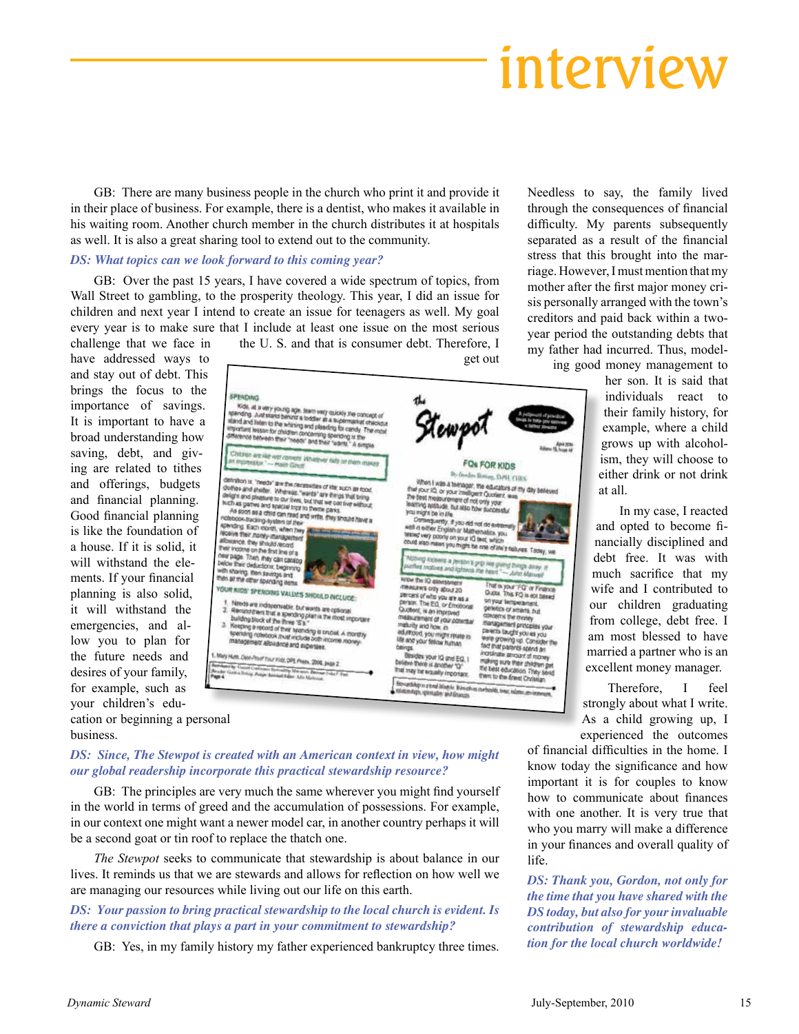# interview

GB: There are many business people in the church who print it and provide it in their place of business. For example, there is a dentist, who makes it available in his waiting room. Another church member in the church distributes it at hospitals as well. It is also a great sharing tool to extend out to the community.

***DS: What topics can we look forward to this coming year?***

GB: Over the past 15 years, I have covered a wide spectrum of topics, from Wall Street to gambling, to the prosperity theology. This year, I did an issue for children and next year I intend to create an issue for teenagers as well. My goal every year is to make sure that I include at least one issue on the most serious challenge that we face in the U. S. and that is consumer debt. Therefore, I have addressed ways to get out and stay out of debt. This brings the focus to the importance of savings. It is important to have a broad understanding how saving, debt, and giving are related to tithes and offerings, budgets and financial planning. Good financial planning is like the foundation of a house. If it is solid, it will withstand the elements. If your financial planning is also solid, it will withstand the emergencies, and allow you to plan for the future needs and desires of your family, for example, such as your children's education or beginning a personal business.

***DS: Since, The Stewpot is created with an American context in view, how might our global readership incorporate this practical stewardship resource?***

GB: The principles are very much the same wherever you might find yourself in the world in terms of greed and the accumulation of possessions. For example, in our context one might want a newer model car, in another country perhaps it will be a second goat or tin roof to replace the thatch one.

*The Stewpot* seeks to communicate that stewardship is about balance in our lives. It reminds us that we are stewards and allows for reflection on how well we are managing our resources while living out our life on this earth.

***DS: Your passion to bring practical stewardship to the local church is evident. Is there a conviction that plays a part in your commitment to stewardship?***

GB: Yes, in my family history my father experienced bankruptcy three times. Needless to say, the family lived through the consequences of financial difficulty. My parents subsequently separated as a result of the financial stress that this brought into the marriage. However, I must mention that my mother after the first major money crisis personally arranged with the town's creditors and paid back within a two-year period the outstanding debts that my father had incurred. Thus, modeling good money management to her son. It is said that individuals react to their family history, for example, where a child grows up with alcoholism, they will choose to either drink or not drink at all.

In my case, I reacted and opted to become financially disciplined and debt free. It was with much sacrifice that my wife and I contributed to our children graduating from college, debt free. I am most blessed to have married a partner who is an excellent money manager.

Therefore, I feel strongly about what I write. As a child growing up, I experienced the outcomes of financial difficulties in the home. I know today the significance and how important it is for couples to know how to communicate about finances with one another. It is very true that who you marry will make a difference in your finances and overall quality of life.

***DS: Thank you, Gordon, not only for the time that you have shared with the DS today, but also for your invaluable contribution of stewardship education for the local church worldwide!***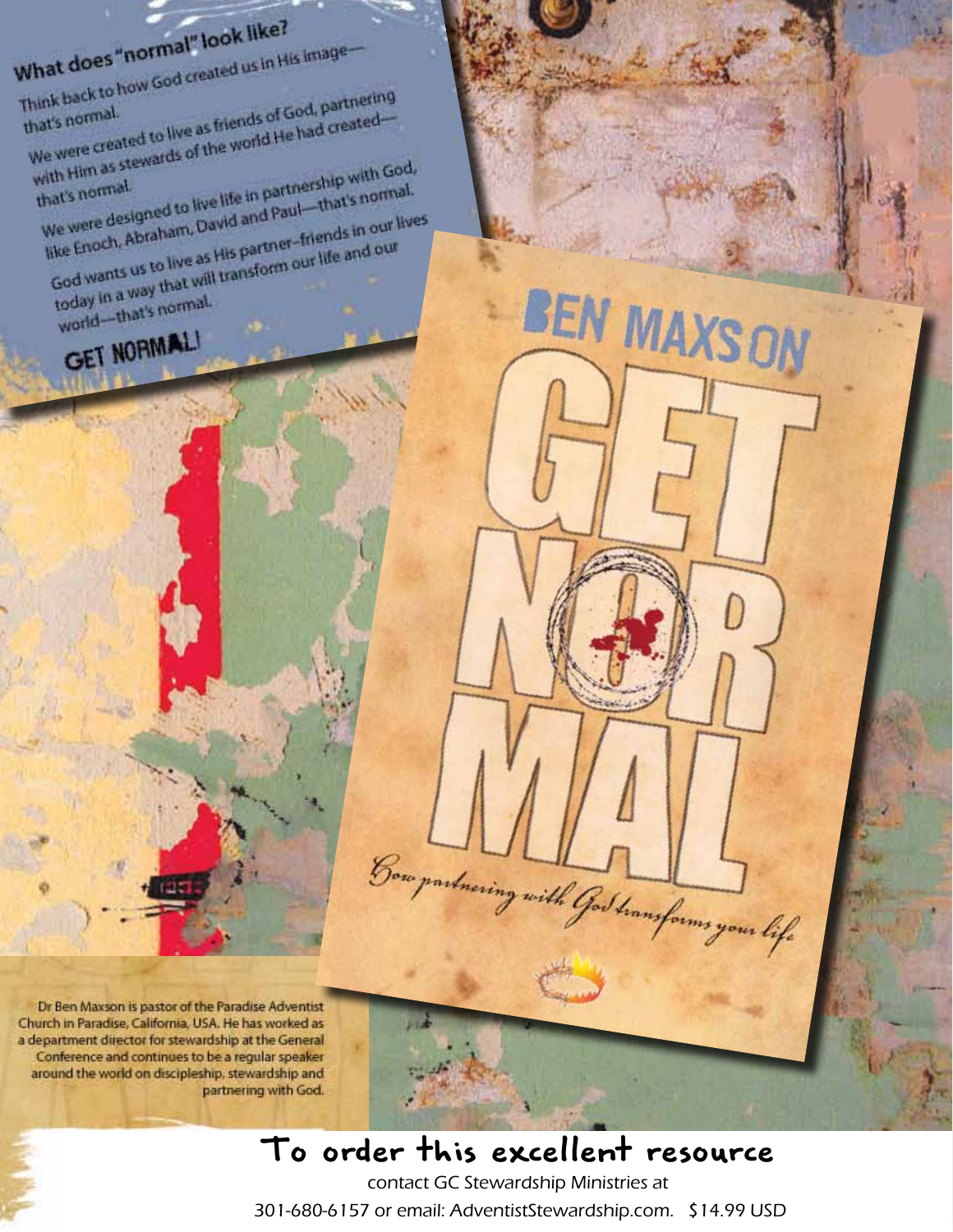## What does "normal" look like?

Think back to how God created us in His image—that's normal.

We were created to live as friends of God, partnering with Him as stewards of the world He had created—that's normal.

We were designed to live life in partnership with God, like Enoch, Abraham, David and Paul—that's normal.

God wants us to live as His partner-friends in our lives today in a way that will transform our life and our world—that's normal.

GET NORMAL!

BEN MAXSON

# GET NORMAL

*How partnering with God transforms your life*

Dr Ben Maxson is pastor of the Paradise Adventist Church in Paradise, California, USA. He has worked as a department director for stewardship at the General Conference and continues to be a regular speaker around the world on discipleship, stewardship and partnering with God.

## To order this excellent resource

contact GC Stewardship Ministries at 301-680-6157 or email: AdventistStewardship.com. $14.99 USD